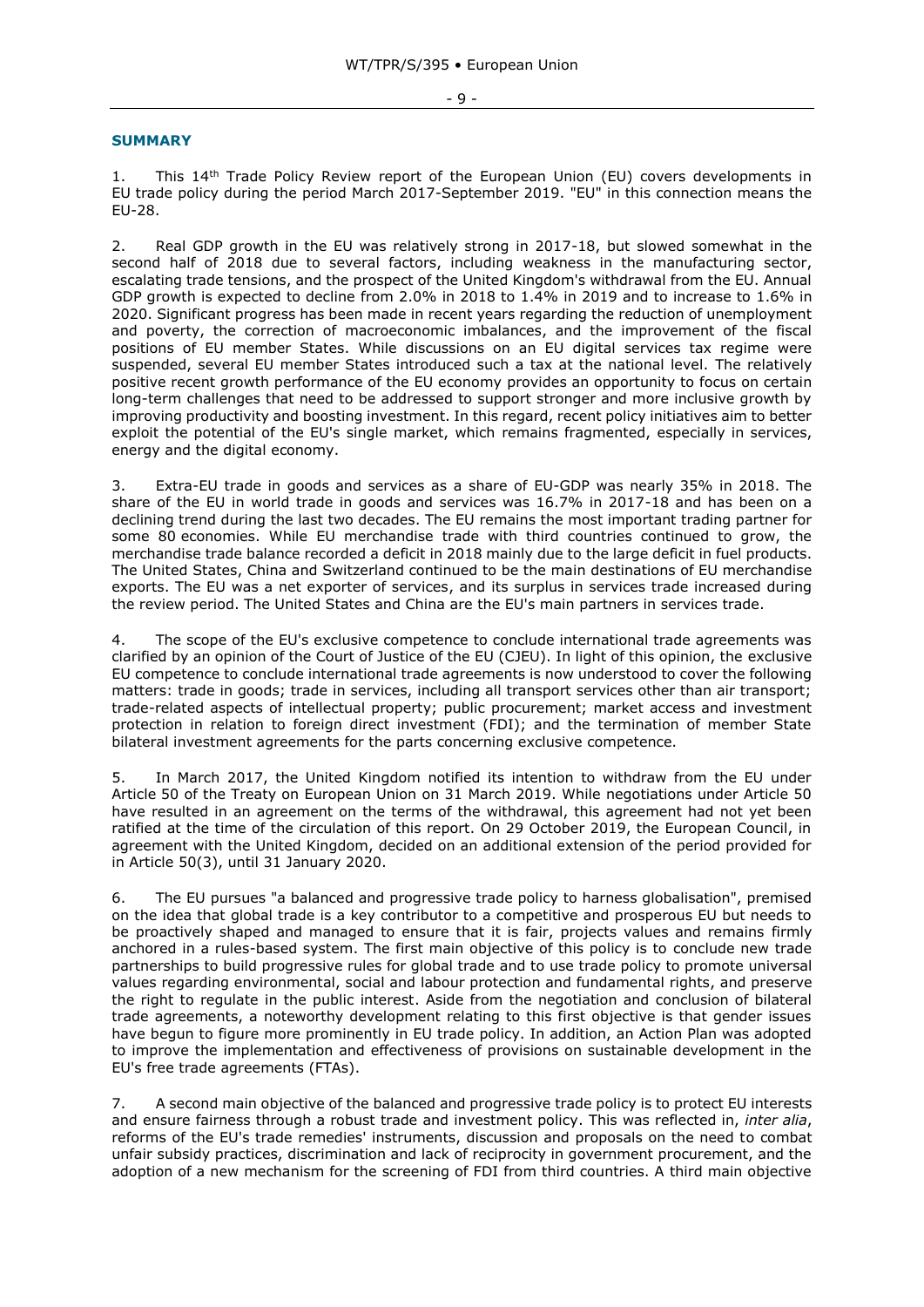## SUMMARY

1. This 14th Trade Policy Review report of the European Union (EU) covers developments in EU trade policy during the period March 2017-September 2019. "EU" in this connection means the EU-28.

2. Real GDP growth in the EU was relatively strong in 2017-18, but slowed somewhat in the second half of 2018 due to several factors, including weakness in the manufacturing sector, escalating trade tensions, and the prospect of the United Kingdom's withdrawal from the EU. Annual GDP growth is expected to decline from 2.0% in 2018 to 1.4% in 2019 and to increase to 1.6% in 2020. Significant progress has been made in recent years regarding the reduction of unemployment and poverty, the correction of macroeconomic imbalances, and the improvement of the fiscal positions of EU member States. While discussions on an EU digital services tax regime were suspended, several EU member States introduced such a tax at the national level. The relatively positive recent growth performance of the EU economy provides an opportunity to focus on certain long-term challenges that need to be addressed to support stronger and more inclusive growth by improving productivity and boosting investment. In this regard, recent policy initiatives aim to better exploit the potential of the EU's single market, which remains fragmented, especially in services, energy and the digital economy.

3. Extra-EU trade in goods and services as a share of EU-GDP was nearly 35% in 2018. The share of the EU in world trade in goods and services was 16.7% in 2017-18 and has been on a declining trend during the last two decades. The EU remains the most important trading partner for some 80 economies. While EU merchandise trade with third countries continued to grow, the merchandise trade balance recorded a deficit in 2018 mainly due to the large deficit in fuel products. The United States, China and Switzerland continued to be the main destinations of EU merchandise exports. The EU was a net exporter of services, and its surplus in services trade increased during the review period. The United States and China are the EU's main partners in services trade.

4. The scope of the EU's exclusive competence to conclude international trade agreements was clarified by an opinion of the Court of Justice of the EU (CJEU). In light of this opinion, the exclusive EU competence to conclude international trade agreements is now understood to cover the following matters: trade in goods; trade in services, including all transport services other than air transport; trade-related aspects of intellectual property; public procurement; market access and investment protection in relation to foreign direct investment (FDI); and the termination of member State bilateral investment agreements for the parts concerning exclusive competence.

5. In March 2017, the United Kingdom notified its intention to withdraw from the EU under Article 50 of the Treaty on European Union on 31 March 2019. While negotiations under Article 50 have resulted in an agreement on the terms of the withdrawal, this agreement had not yet been ratified at the time of the circulation of this report. On 29 October 2019, the European Council, in agreement with the United Kingdom, decided on an additional extension of the period provided for in Article 50(3), until 31 January 2020.

6. The EU pursues "a balanced and progressive trade policy to harness globalisation", premised on the idea that global trade is a key contributor to a competitive and prosperous EU but needs to be proactively shaped and managed to ensure that it is fair, projects values and remains firmly anchored in a rules-based system. The first main objective of this policy is to conclude new trade partnerships to build progressive rules for global trade and to use trade policy to promote universal values regarding environmental, social and labour protection and fundamental rights, and preserve the right to regulate in the public interest. Aside from the negotiation and conclusion of bilateral trade agreements, a noteworthy development relating to this first objective is that gender issues have begun to figure more prominently in EU trade policy. In addition, an Action Plan was adopted to improve the implementation and effectiveness of provisions on sustainable development in the EU's free trade agreements (FTAs).

7. A second main objective of the balanced and progressive trade policy is to protect EU interests and ensure fairness through a robust trade and investment policy. This was reflected in, *inter alia*, reforms of the EU's trade remedies' instruments, discussion and proposals on the need to combat unfair subsidy practices, discrimination and lack of reciprocity in government procurement, and the adoption of a new mechanism for the screening of FDI from third countries. A third main objective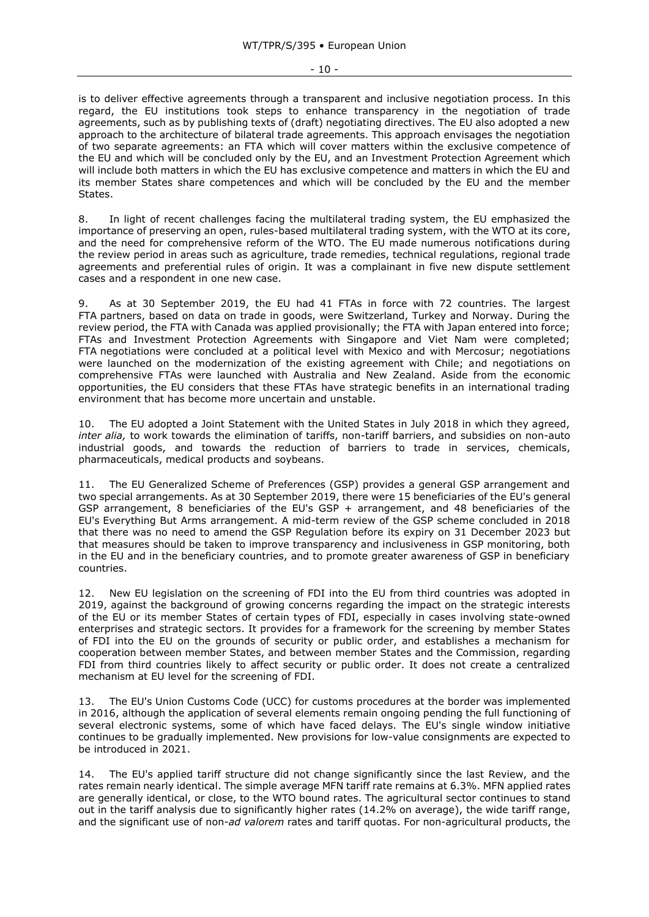is to deliver effective agreements through a transparent and inclusive negotiation process. In this regard, the EU institutions took steps to enhance transparency in the negotiation of trade agreements, such as by publishing texts of (draft) negotiating directives. The EU also adopted a new approach to the architecture of bilateral trade agreements. This approach envisages the negotiation of two separate agreements: an FTA which will cover matters within the exclusive competence of the EU and which will be concluded only by the EU, and an Investment Protection Agreement which will include both matters in which the EU has exclusive competence and matters in which the EU and its member States share competences and which will be concluded by the EU and the member States.

8. In light of recent challenges facing the multilateral trading system, the EU emphasized the importance of preserving an open, rules-based multilateral trading system, with the WTO at its core, and the need for comprehensive reform of the WTO. The EU made numerous notifications during the review period in areas such as agriculture, trade remedies, technical regulations, regional trade agreements and preferential rules of origin. It was a complainant in five new dispute settlement cases and a respondent in one new case.

9. As at 30 September 2019, the EU had 41 FTAs in force with 72 countries. The largest FTA partners, based on data on trade in goods, were Switzerland, Turkey and Norway. During the review period, the FTA with Canada was applied provisionally; the FTA with Japan entered into force; FTAs and Investment Protection Agreements with Singapore and Viet Nam were completed; FTA negotiations were concluded at a political level with Mexico and with Mercosur; negotiations were launched on the modernization of the existing agreement with Chile; and negotiations on comprehensive FTAs were launched with Australia and New Zealand. Aside from the economic opportunities, the EU considers that these FTAs have strategic benefits in an international trading environment that has become more uncertain and unstable.

10. The EU adopted a Joint Statement with the United States in July 2018 in which they agreed, *inter alia,* to work towards the elimination of tariffs, non-tariff barriers, and subsidies on non-auto industrial goods, and towards the reduction of barriers to trade in services, chemicals, pharmaceuticals, medical products and soybeans.

11. The EU Generalized Scheme of Preferences (GSP) provides a general GSP arrangement and two special arrangements. As at 30 September 2019, there were 15 beneficiaries of the EU's general GSP arrangement, 8 beneficiaries of the EU's GSP + arrangement, and 48 beneficiaries of the EU's Everything But Arms arrangement. A mid-term review of the GSP scheme concluded in 2018 that there was no need to amend the GSP Regulation before its expiry on 31 December 2023 but that measures should be taken to improve transparency and inclusiveness in GSP monitoring, both in the EU and in the beneficiary countries, and to promote greater awareness of GSP in beneficiary countries.

12. New EU legislation on the screening of FDI into the EU from third countries was adopted in 2019, against the background of growing concerns regarding the impact on the strategic interests of the EU or its member States of certain types of FDI, especially in cases involving state-owned enterprises and strategic sectors. It provides for a framework for the screening by member States of FDI into the EU on the grounds of security or public order, and establishes a mechanism for cooperation between member States, and between member States and the Commission, regarding FDI from third countries likely to affect security or public order. It does not create a centralized mechanism at EU level for the screening of FDI.

13. The EU's Union Customs Code (UCC) for customs procedures at the border was implemented in 2016, although the application of several elements remain ongoing pending the full functioning of several electronic systems, some of which have faced delays. The EU's single window initiative continues to be gradually implemented. New provisions for low-value consignments are expected to be introduced in 2021.

14. The EU's applied tariff structure did not change significantly since the last Review, and the rates remain nearly identical. The simple average MFN tariff rate remains at 6.3%. MFN applied rates are generally identical, or close, to the WTO bound rates. The agricultural sector continues to stand out in the tariff analysis due to significantly higher rates (14.2% on average), the wide tariff range, and the significant use of non-*ad valorem* rates and tariff quotas. For non-agricultural products, the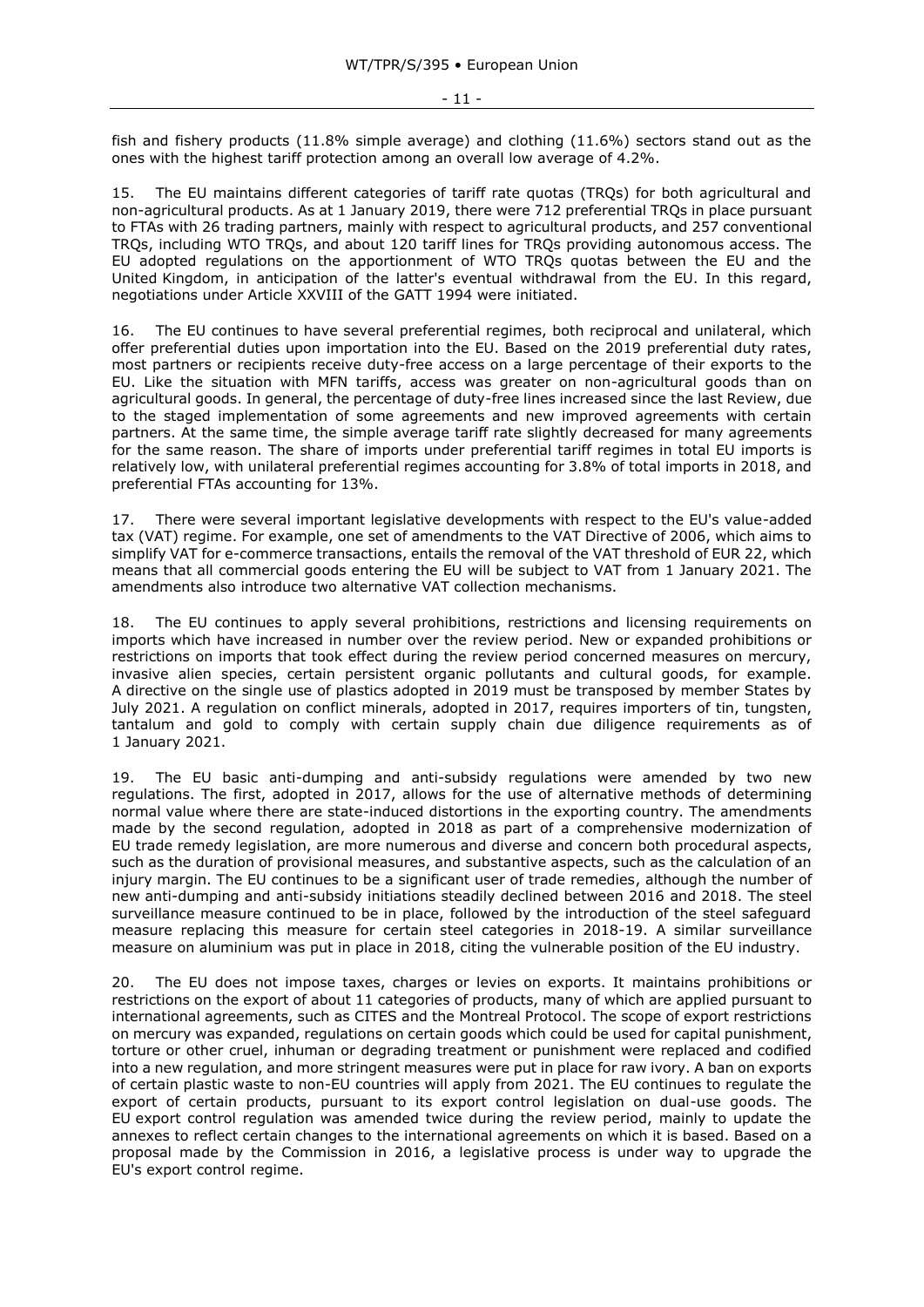fish and fishery products (11.8% simple average) and clothing (11.6%) sectors stand out as the ones with the highest tariff protection among an overall low average of 4.2%.

15. The EU maintains different categories of tariff rate quotas (TRQs) for both agricultural and non-agricultural products. As at 1 January 2019, there were 712 preferential TRQs in place pursuant to FTAs with 26 trading partners, mainly with respect to agricultural products, and 257 conventional TRQs, including WTO TRQs, and about 120 tariff lines for TRQs providing autonomous access. The EU adopted regulations on the apportionment of WTO TRQs quotas between the EU and the United Kingdom, in anticipation of the latter's eventual withdrawal from the EU. In this regard, negotiations under Article XXVIII of the GATT 1994 were initiated.

16. The EU continues to have several preferential regimes, both reciprocal and unilateral, which offer preferential duties upon importation into the EU. Based on the 2019 preferential duty rates, most partners or recipients receive duty-free access on a large percentage of their exports to the EU. Like the situation with MFN tariffs, access was greater on non-agricultural goods than on agricultural goods. In general, the percentage of duty-free lines increased since the last Review, due to the staged implementation of some agreements and new improved agreements with certain partners. At the same time, the simple average tariff rate slightly decreased for many agreements for the same reason. The share of imports under preferential tariff regimes in total EU imports is relatively low, with unilateral preferential regimes accounting for 3.8% of total imports in 2018, and preferential FTAs accounting for 13%.

17. There were several important legislative developments with respect to the EU's value-added tax (VAT) regime. For example, one set of amendments to the VAT Directive of 2006, which aims to simplify VAT for e-commerce transactions, entails the removal of the VAT threshold of EUR 22, which means that all commercial goods entering the EU will be subject to VAT from 1 January 2021. The amendments also introduce two alternative VAT collection mechanisms.

18. The EU continues to apply several prohibitions, restrictions and licensing requirements on imports which have increased in number over the review period. New or expanded prohibitions or restrictions on imports that took effect during the review period concerned measures on mercury, invasive alien species, certain persistent organic pollutants and cultural goods, for example. A directive on the single use of plastics adopted in 2019 must be transposed by member States by July 2021. A regulation on conflict minerals, adopted in 2017, requires importers of tin, tungsten, tantalum and gold to comply with certain supply chain due diligence requirements as of 1 January 2021.

19. The EU basic anti-dumping and anti-subsidy regulations were amended by two new regulations. The first, adopted in 2017, allows for the use of alternative methods of determining normal value where there are state-induced distortions in the exporting country. The amendments made by the second regulation, adopted in 2018 as part of a comprehensive modernization of EU trade remedy legislation, are more numerous and diverse and concern both procedural aspects, such as the duration of provisional measures, and substantive aspects, such as the calculation of an injury margin. The EU continues to be a significant user of trade remedies, although the number of new anti-dumping and anti-subsidy initiations steadily declined between 2016 and 2018. The steel surveillance measure continued to be in place, followed by the introduction of the steel safeguard measure replacing this measure for certain steel categories in 2018-19. A similar surveillance measure on aluminium was put in place in 2018, citing the vulnerable position of the EU industry.

20. The EU does not impose taxes, charges or levies on exports. It maintains prohibitions or restrictions on the export of about 11 categories of products, many of which are applied pursuant to international agreements, such as CITES and the Montreal Protocol. The scope of export restrictions on mercury was expanded, regulations on certain goods which could be used for capital punishment, torture or other cruel, inhuman or degrading treatment or punishment were replaced and codified into a new regulation, and more stringent measures were put in place for raw ivory. A ban on exports of certain plastic waste to non-EU countries will apply from 2021. The EU continues to regulate the export of certain products, pursuant to its export control legislation on dual-use goods. The EU export control regulation was amended twice during the review period, mainly to update the annexes to reflect certain changes to the international agreements on which it is based. Based on a proposal made by the Commission in 2016, a legislative process is under way to upgrade the EU's export control regime.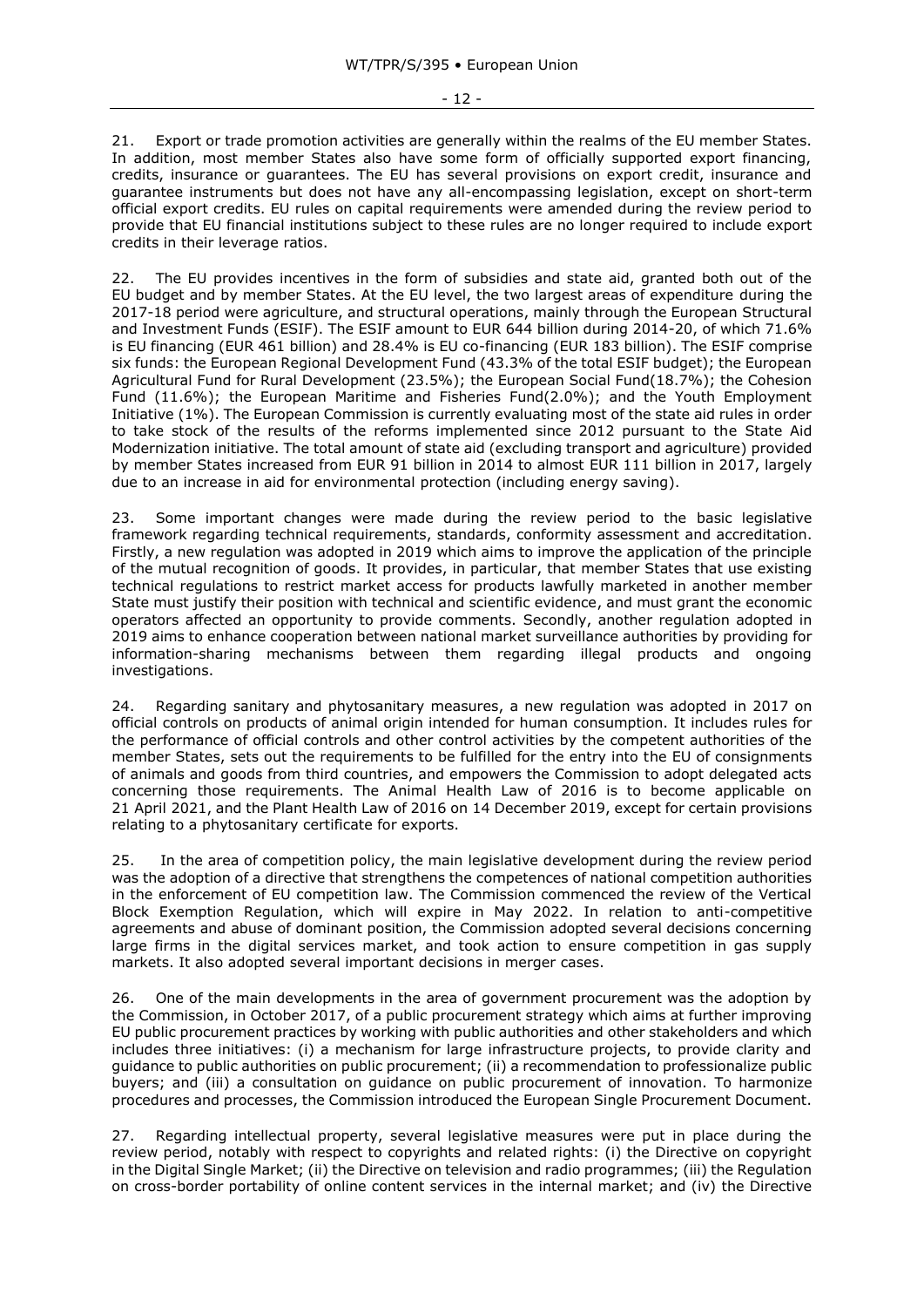21. Export or trade promotion activities are generally within the realms of the EU member States. In addition, most member States also have some form of officially supported export financing, credits, insurance or guarantees. The EU has several provisions on export credit, insurance and guarantee instruments but does not have any all-encompassing legislation, except on short-term official export credits. EU rules on capital requirements were amended during the review period to provide that EU financial institutions subject to these rules are no longer required to include export credits in their leverage ratios.

22. The EU provides incentives in the form of subsidies and state aid, granted both out of the EU budget and by member States. At the EU level, the two largest areas of expenditure during the 2017-18 period were agriculture, and structural operations, mainly through the European Structural and Investment Funds (ESIF). The ESIF amount to EUR 644 billion during 2014-20, of which 71.6% is EU financing (EUR 461 billion) and 28.4% is EU co-financing (EUR 183 billion). The ESIF comprise six funds: the European Regional Development Fund (43.3% of the total ESIF budget); the European Agricultural Fund for Rural Development (23.5%); the European Social Fund(18.7%); the Cohesion Fund (11.6%); the European Maritime and Fisheries Fund(2.0%); and the Youth Employment Initiative (1%). The European Commission is currently evaluating most of the state aid rules in order to take stock of the results of the reforms implemented since 2012 pursuant to the State Aid Modernization initiative. The total amount of state aid (excluding transport and agriculture) provided by member States increased from EUR 91 billion in 2014 to almost EUR 111 billion in 2017, largely due to an increase in aid for environmental protection (including energy saving).

23. Some important changes were made during the review period to the basic legislative framework regarding technical requirements, standards, conformity assessment and accreditation. Firstly, a new regulation was adopted in 2019 which aims to improve the application of the principle of the mutual recognition of goods. It provides, in particular, that member States that use existing technical regulations to restrict market access for products lawfully marketed in another member State must justify their position with technical and scientific evidence, and must grant the economic operators affected an opportunity to provide comments. Secondly, another regulation adopted in 2019 aims to enhance cooperation between national market surveillance authorities by providing for information-sharing mechanisms between them regarding illegal products and ongoing investigations.

24. Regarding sanitary and phytosanitary measures, a new regulation was adopted in 2017 on official controls on products of animal origin intended for human consumption. It includes rules for the performance of official controls and other control activities by the competent authorities of the member States, sets out the requirements to be fulfilled for the entry into the EU of consignments of animals and goods from third countries, and empowers the Commission to adopt delegated acts concerning those requirements. The Animal Health Law of 2016 is to become applicable on 21 April 2021, and the Plant Health Law of 2016 on 14 December 2019, except for certain provisions relating to a phytosanitary certificate for exports.

25. In the area of competition policy, the main legislative development during the review period was the adoption of a directive that strengthens the competences of national competition authorities in the enforcement of EU competition law. The Commission commenced the review of the Vertical Block Exemption Regulation, which will expire in May 2022. In relation to anti-competitive agreements and abuse of dominant position, the Commission adopted several decisions concerning large firms in the digital services market, and took action to ensure competition in gas supply markets. It also adopted several important decisions in merger cases.

26. One of the main developments in the area of government procurement was the adoption by the Commission, in October 2017, of a public procurement strategy which aims at further improving EU public procurement practices by working with public authorities and other stakeholders and which includes three initiatives: (i) a mechanism for large infrastructure projects, to provide clarity and guidance to public authorities on public procurement; (ii) a recommendation to professionalize public buyers; and (iii) a consultation on guidance on public procurement of innovation. To harmonize procedures and processes, the Commission introduced the European Single Procurement Document.

27. Regarding intellectual property, several legislative measures were put in place during the review period, notably with respect to copyrights and related rights: (i) the Directive on copyright in the Digital Single Market; (ii) the Directive on television and radio programmes; (iii) the Regulation on cross-border portability of online content services in the internal market; and (iv) the Directive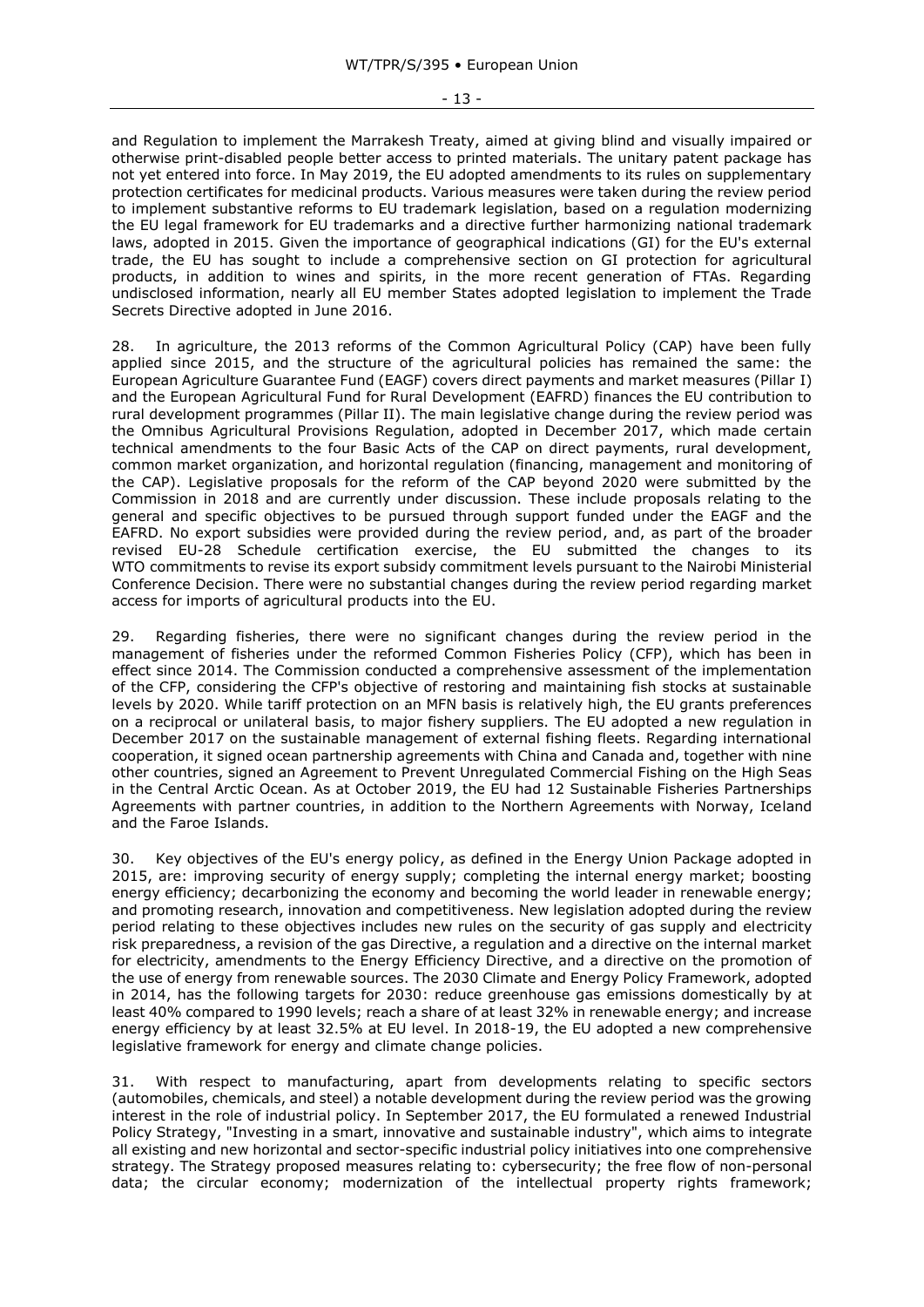and Regulation to implement the Marrakesh Treaty, aimed at giving blind and visually impaired or otherwise print-disabled people better access to printed materials. The unitary patent package has not yet entered into force. In May 2019, the EU adopted amendments to its rules on supplementary protection certificates for medicinal products. Various measures were taken during the review period to implement substantive reforms to EU trademark legislation, based on a regulation modernizing the EU legal framework for EU trademarks and a directive further harmonizing national trademark laws, adopted in 2015. Given the importance of geographical indications (GI) for the EU's external trade, the EU has sought to include a comprehensive section on GI protection for agricultural products, in addition to wines and spirits, in the more recent generation of FTAs. Regarding undisclosed information, nearly all EU member States adopted legislation to implement the Trade Secrets Directive adopted in June 2016.

28. In agriculture, the 2013 reforms of the Common Agricultural Policy (CAP) have been fully applied since 2015, and the structure of the agricultural policies has remained the same: the European Agriculture Guarantee Fund (EAGF) covers direct payments and market measures (Pillar I) and the European Agricultural Fund for Rural Development (EAFRD) finances the EU contribution to rural development programmes (Pillar II). The main legislative change during the review period was the Omnibus Agricultural Provisions Regulation, adopted in December 2017, which made certain technical amendments to the four Basic Acts of the CAP on direct payments, rural development, common market organization, and horizontal regulation (financing, management and monitoring of the CAP). Legislative proposals for the reform of the CAP beyond 2020 were submitted by the Commission in 2018 and are currently under discussion. These include proposals relating to the general and specific objectives to be pursued through support funded under the EAGF and the EAFRD. No export subsidies were provided during the review period, and, as part of the broader revised EU-28 Schedule certification exercise, the EU submitted the changes to its WTO commitments to revise its export subsidy commitment levels pursuant to the Nairobi Ministerial Conference Decision. There were no substantial changes during the review period regarding market access for imports of agricultural products into the EU.

29. Regarding fisheries, there were no significant changes during the review period in the management of fisheries under the reformed Common Fisheries Policy (CFP), which has been in effect since 2014. The Commission conducted a comprehensive assessment of the implementation of the CFP, considering the CFP's objective of restoring and maintaining fish stocks at sustainable levels by 2020. While tariff protection on an MFN basis is relatively high, the EU grants preferences on a reciprocal or unilateral basis, to major fishery suppliers. The EU adopted a new regulation in December 2017 on the sustainable management of external fishing fleets. Regarding international cooperation, it signed ocean partnership agreements with China and Canada and, together with nine other countries, signed an Agreement to Prevent Unregulated Commercial Fishing on the High Seas in the Central Arctic Ocean. As at October 2019, the EU had 12 Sustainable Fisheries Partnerships Agreements with partner countries, in addition to the Northern Agreements with Norway, Iceland and the Faroe Islands.

30. Key objectives of the EU's energy policy, as defined in the Energy Union Package adopted in 2015, are: improving security of energy supply; completing the internal energy market; boosting energy efficiency; decarbonizing the economy and becoming the world leader in renewable energy; and promoting research, innovation and competitiveness. New legislation adopted during the review period relating to these objectives includes new rules on the security of gas supply and electricity risk preparedness, a revision of the gas Directive, a regulation and a directive on the internal market for electricity, amendments to the Energy Efficiency Directive, and a directive on the promotion of the use of energy from renewable sources. The 2030 Climate and Energy Policy Framework, adopted in 2014, has the following targets for 2030: reduce greenhouse gas emissions domestically by at least 40% compared to 1990 levels; reach a share of at least 32% in renewable energy; and increase energy efficiency by at least 32.5% at EU level. In 2018-19, the EU adopted a new comprehensive legislative framework for energy and climate change policies.

31. With respect to manufacturing, apart from developments relating to specific sectors (automobiles, chemicals, and steel) a notable development during the review period was the growing interest in the role of industrial policy. In September 2017, the EU formulated a renewed Industrial Policy Strategy, "Investing in a smart, innovative and sustainable industry", which aims to integrate all existing and new horizontal and sector-specific industrial policy initiatives into one comprehensive strategy. The Strategy proposed measures relating to: cybersecurity; the free flow of non-personal data; the circular economy; modernization of the intellectual property rights framework;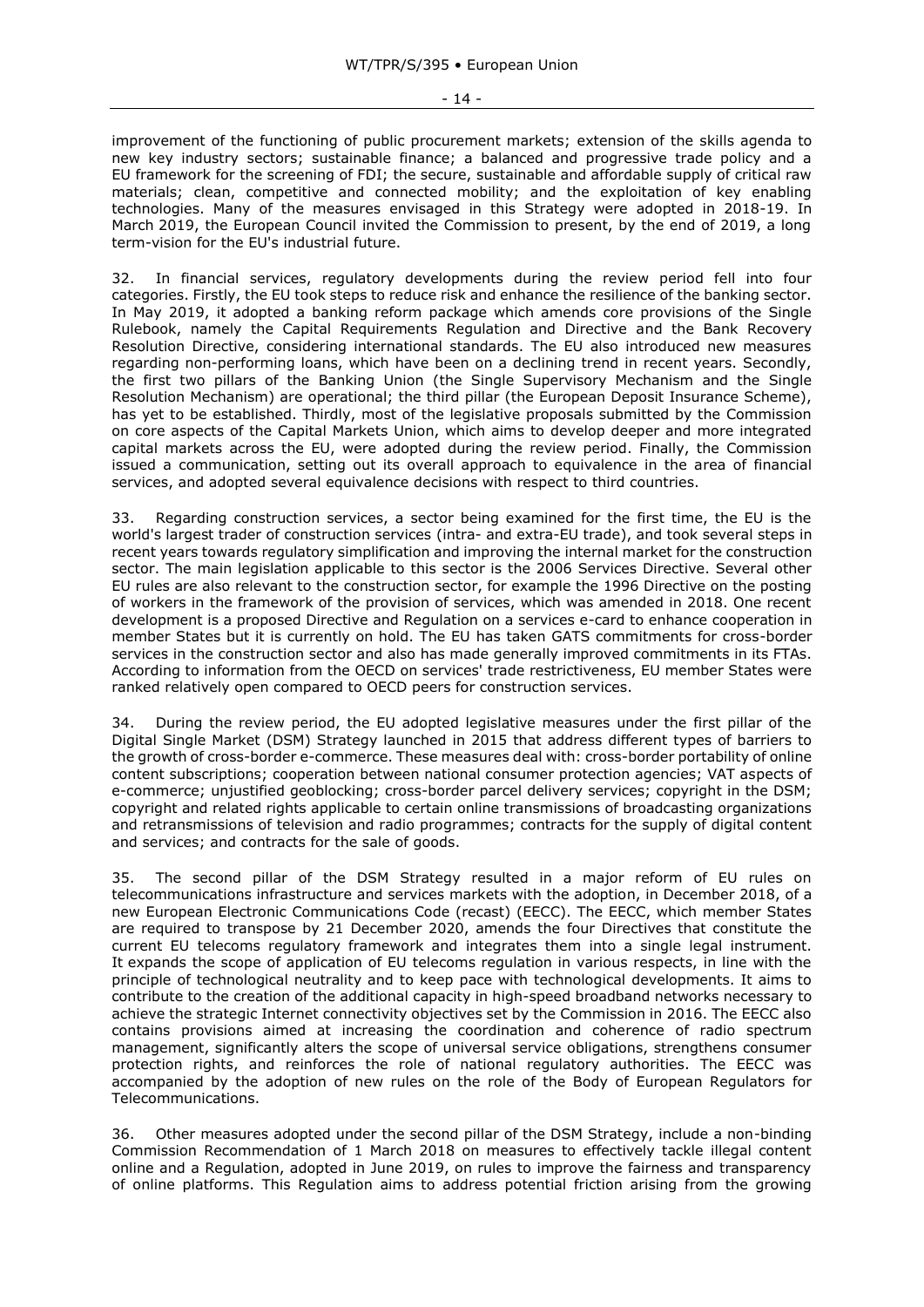improvement of the functioning of public procurement markets; extension of the skills agenda to new key industry sectors; sustainable finance; a balanced and progressive trade policy and a EU framework for the screening of FDI; the secure, sustainable and affordable supply of critical raw materials; clean, competitive and connected mobility; and the exploitation of key enabling technologies. Many of the measures envisaged in this Strategy were adopted in 2018-19. In March 2019, the European Council invited the Commission to present, by the end of 2019, a long term-vision for the EU's industrial future.

32. In financial services, regulatory developments during the review period fell into four categories. Firstly, the EU took steps to reduce risk and enhance the resilience of the banking sector. In May 2019, it adopted a banking reform package which amends core provisions of the Single Rulebook, namely the Capital Requirements Regulation and Directive and the Bank Recovery Resolution Directive, considering international standards. The EU also introduced new measures regarding non-performing loans, which have been on a declining trend in recent years. Secondly, the first two pillars of the Banking Union (the Single Supervisory Mechanism and the Single Resolution Mechanism) are operational; the third pillar (the European Deposit Insurance Scheme), has yet to be established. Thirdly, most of the legislative proposals submitted by the Commission on core aspects of the Capital Markets Union, which aims to develop deeper and more integrated capital markets across the EU, were adopted during the review period. Finally, the Commission issued a communication, setting out its overall approach to equivalence in the area of financial services, and adopted several equivalence decisions with respect to third countries.

33. Regarding construction services, a sector being examined for the first time, the EU is the world's largest trader of construction services (intra- and extra-EU trade), and took several steps in recent years towards regulatory simplification and improving the internal market for the construction sector. The main legislation applicable to this sector is the 2006 Services Directive. Several other EU rules are also relevant to the construction sector, for example the 1996 Directive on the posting of workers in the framework of the provision of services, which was amended in 2018. One recent development is a proposed Directive and Regulation on a services e-card to enhance cooperation in member States but it is currently on hold. The EU has taken GATS commitments for cross-border services in the construction sector and also has made generally improved commitments in its FTAs. According to information from the OECD on services' trade restrictiveness, EU member States were ranked relatively open compared to OECD peers for construction services.

34. During the review period, the EU adopted legislative measures under the first pillar of the Digital Single Market (DSM) Strategy launched in 2015 that address different types of barriers to the growth of cross-border e-commerce. These measures deal with: cross-border portability of online content subscriptions; cooperation between national consumer protection agencies; VAT aspects of e-commerce; unjustified geoblocking; cross-border parcel delivery services; copyright in the DSM; copyright and related rights applicable to certain online transmissions of broadcasting organizations and retransmissions of television and radio programmes; contracts for the supply of digital content and services; and contracts for the sale of goods.

35. The second pillar of the DSM Strategy resulted in a major reform of EU rules on telecommunications infrastructure and services markets with the adoption, in December 2018, of a new European Electronic Communications Code (recast) (EECC). The EECC, which member States are required to transpose by 21 December 2020, amends the four Directives that constitute the current EU telecoms regulatory framework and integrates them into a single legal instrument. It expands the scope of application of EU telecoms regulation in various respects, in line with the principle of technological neutrality and to keep pace with technological developments. It aims to contribute to the creation of the additional capacity in high-speed broadband networks necessary to achieve the strategic Internet connectivity objectives set by the Commission in 2016. The EECC also contains provisions aimed at increasing the coordination and coherence of radio spectrum management, significantly alters the scope of universal service obligations, strengthens consumer protection rights, and reinforces the role of national regulatory authorities. The EECC was accompanied by the adoption of new rules on the role of the Body of European Regulators for Telecommunications.

36. Other measures adopted under the second pillar of the DSM Strategy, include a non-binding Commission Recommendation of 1 March 2018 on measures to effectively tackle illegal content online and a Regulation, adopted in June 2019, on rules to improve the fairness and transparency of online platforms. This Regulation aims to address potential friction arising from the growing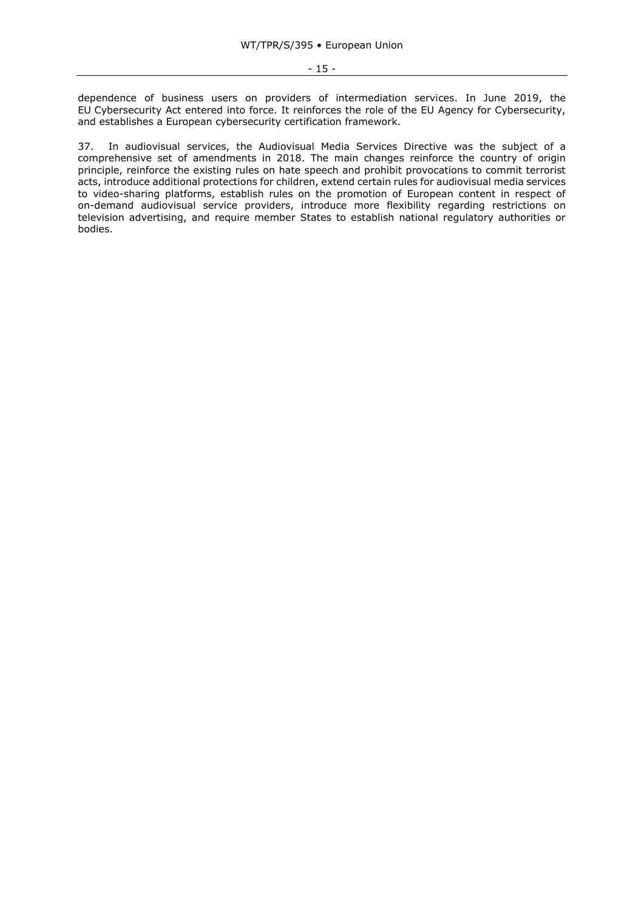dependence of business users on providers of intermediation services. In June 2019, the EU Cybersecurity Act entered into force. It reinforces the role of the EU Agency for Cybersecurity, and establishes a European cybersecurity certification framework.

37. In audiovisual services, the Audiovisual Media Services Directive was the subject of a comprehensive set of amendments in 2018. The main changes reinforce the country of origin principle, reinforce the existing rules on hate speech and prohibit provocations to commit terrorist acts, introduce additional protections for children, extend certain rules for audiovisual media services to video-sharing platforms, establish rules on the promotion of European content in respect of on-demand audiovisual service providers, introduce more flexibility regarding restrictions on television advertising, and require member States to establish national regulatory authorities or bodies.